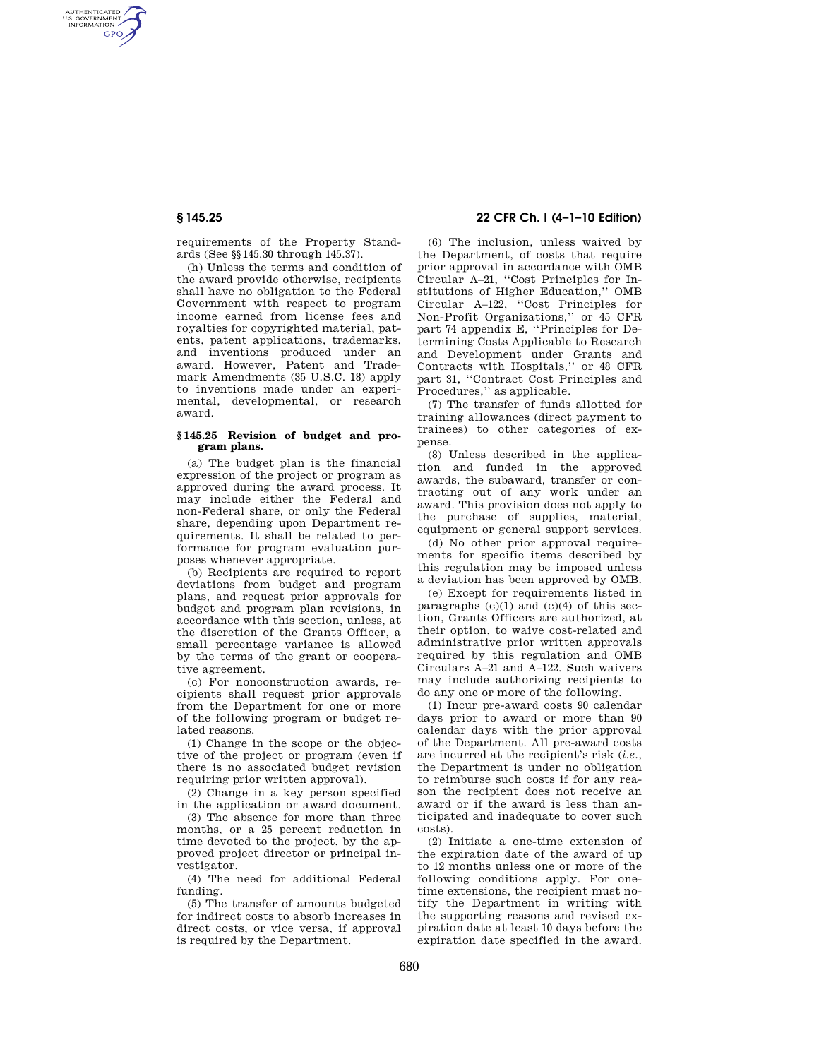requirements of the Property Standards (See §§ 145.30 through 145.37).

(h) Unless the terms and condition of the award provide otherwise, recipients shall have no obligation to the Federal Government with respect to program income earned from license fees and royalties for copyrighted material, patents, patent applications, trademarks, and inventions produced under an award. However, Patent and Trademark Amendments (35 U.S.C. 18) apply to inventions made under an experimental, developmental, or research award.

### § 145.25 Revision of budget and program plans.

(a) The budget plan is the financial expression of the project or program as approved during the award process. It may include either the Federal and non-Federal share, or only the Federal share, depending upon Department requirements. It shall be related to performance for program evaluation purposes whenever appropriate.

(b) Recipients are required to report deviations from budget and program plans, and request prior approvals for budget and program plan revisions, in accordance with this section, unless, at the discretion of the Grants Officer, a small percentage variance is allowed by the terms of the grant or cooperative agreement.

(c) For nonconstruction awards, recipients shall request prior approvals from the Department for one or more of the following program or budget related reasons.

(1) Change in the scope or the objective of the project or program (even if there is no associated budget revision requiring prior written approval).

(2) Change in a key person specified in the application or award document.

(3) The absence for more than three months, or a 25 percent reduction in time devoted to the project, by the approved project director or principal investigator.

(4) The need for additional Federal funding.

(5) The transfer of amounts budgeted for indirect costs to absorb increases in direct costs, or vice versa, if approval is required by the Department.

(6) The inclusion, unless waived by the Department, of costs that require prior approval in accordance with OMB Circular A–21, ''Cost Principles for Institutions of Higher Education,'' OMB Circular A–122, ''Cost Principles for Non-Profit Organizations,'' or 45 CFR part 74 appendix E, ''Principles for Determining Costs Applicable to Research and Development under Grants and Contracts with Hospitals,'' or 48 CFR part 31, ''Contract Cost Principles and Procedures,'' as applicable.

(7) The transfer of funds allotted for training allowances (direct payment to trainees) to other categories of expense.

(8) Unless described in the application and funded in the approved awards, the subaward, transfer or contracting out of any work under an award. This provision does not apply to the purchase of supplies, material, equipment or general support services.

(d) No other prior approval requirements for specific items described by this regulation may be imposed unless a deviation has been approved by OMB.

(e) Except for requirements listed in paragraphs (c)(1) and (c)(4) of this section, Grants Officers are authorized, at their option, to waive cost-related and administrative prior written approvals required by this regulation and OMB Circulars A–21 and A–122. Such waivers may include authorizing recipients to do any one or more of the following.

(1) Incur pre-award costs 90 calendar days prior to award or more than 90 calendar days with the prior approval of the Department. All pre-award costs are incurred at the recipient's risk (*i.e.*, the Department is under no obligation to reimburse such costs if for any reason the recipient does not receive an award or if the award is less than anticipated and inadequate to cover such costs).

(2) Initiate a one-time extension of the expiration date of the award of up to 12 months unless one or more of the following conditions apply. For one-time extensions, the recipient must notify the Department in writing with the supporting reasons and revised expiration date at least 10 days before the expiration date specified in the award.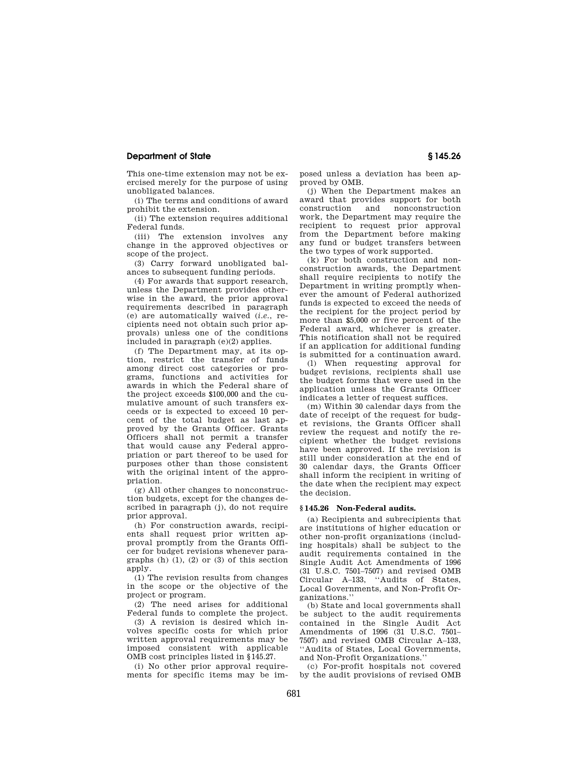This one-time extension may not be exercised merely for the purpose of using unobligated balances.

(i) The terms and conditions of award prohibit the extension.

(ii) The extension requires additional Federal funds.

(iii) The extension involves any change in the approved objectives or scope of the project.

(3) Carry forward unobligated balances to subsequent funding periods.

(4) For awards that support research, unless the Department provides otherwise in the award, the prior approval requirements described in paragraph (e) are automatically waived (*i.e.*, recipients need not obtain such prior approvals) unless one of the conditions included in paragraph (e)(2) applies.

(f) The Department may, at its option, restrict the transfer of funds among direct cost categories or programs, functions and activities for awards in which the Federal share of the project exceeds $100,000 and the cumulative amount of such transfers exceeds or is expected to exceed 10 percent of the total budget as last approved by the Grants Officer. Grants Officers shall not permit a transfer that would cause any Federal appropriation or part thereof to be used for purposes other than those consistent with the original intent of the appropriation.

(g) All other changes to nonconstruction budgets, except for the changes described in paragraph (j), do not require prior approval.

(h) For construction awards, recipients shall request prior written approval promptly from the Grants Officer for budget revisions whenever paragraphs (h) (1), (2) or (3) of this section apply.

(1) The revision results from changes in the scope or the objective of the project or program.

(2) The need arises for additional Federal funds to complete the project.

(3) A revision is desired which involves specific costs for which prior written approval requirements may be imposed consistent with applicable OMB cost principles listed in §145.27.

(i) No other prior approval requirements for specific items may be imposed unless a deviation has been approved by OMB.

(j) When the Department makes an award that provides support for both construction and nonconstruction work, the Department may require the recipient to request prior approval from the Department before making any fund or budget transfers between the two types of work supported.

(k) For both construction and nonconstruction awards, the Department shall require recipients to notify the Department in writing promptly whenever the amount of Federal authorized funds is expected to exceed the needs of the recipient for the project period by more than $5,000 or five percent of the Federal award, whichever is greater. This notification shall not be required if an application for additional funding is submitted for a continuation award.

(l) When requesting approval for budget revisions, recipients shall use the budget forms that were used in the application unless the Grants Officer indicates a letter of request suffices.

(m) Within 30 calendar days from the date of receipt of the request for budget revisions, the Grants Officer shall review the request and notify the recipient whether the budget revisions have been approved. If the revision is still under consideration at the end of 30 calendar days, the Grants Officer shall inform the recipient in writing of the date when the recipient may expect the decision.

## § 145.26 Non-Federal audits.

(a) Recipients and subrecipients that are institutions of higher education or other non-profit organizations (including hospitals) shall be subject to the audit requirements contained in the Single Audit Act Amendments of 1996 (31 U.S.C. 7501–7507) and revised OMB Circular A–133, "Audits of States, Local Governments, and Non-Profit Organizations."

(b) State and local governments shall be subject to the audit requirements contained in the Single Audit Act Amendments of 1996 (31 U.S.C. 7501–7507) and revised OMB Circular A–133, "Audits of States, Local Governments, and Non-Profit Organizations."

(c) For-profit hospitals not covered by the audit provisions of revised OMB